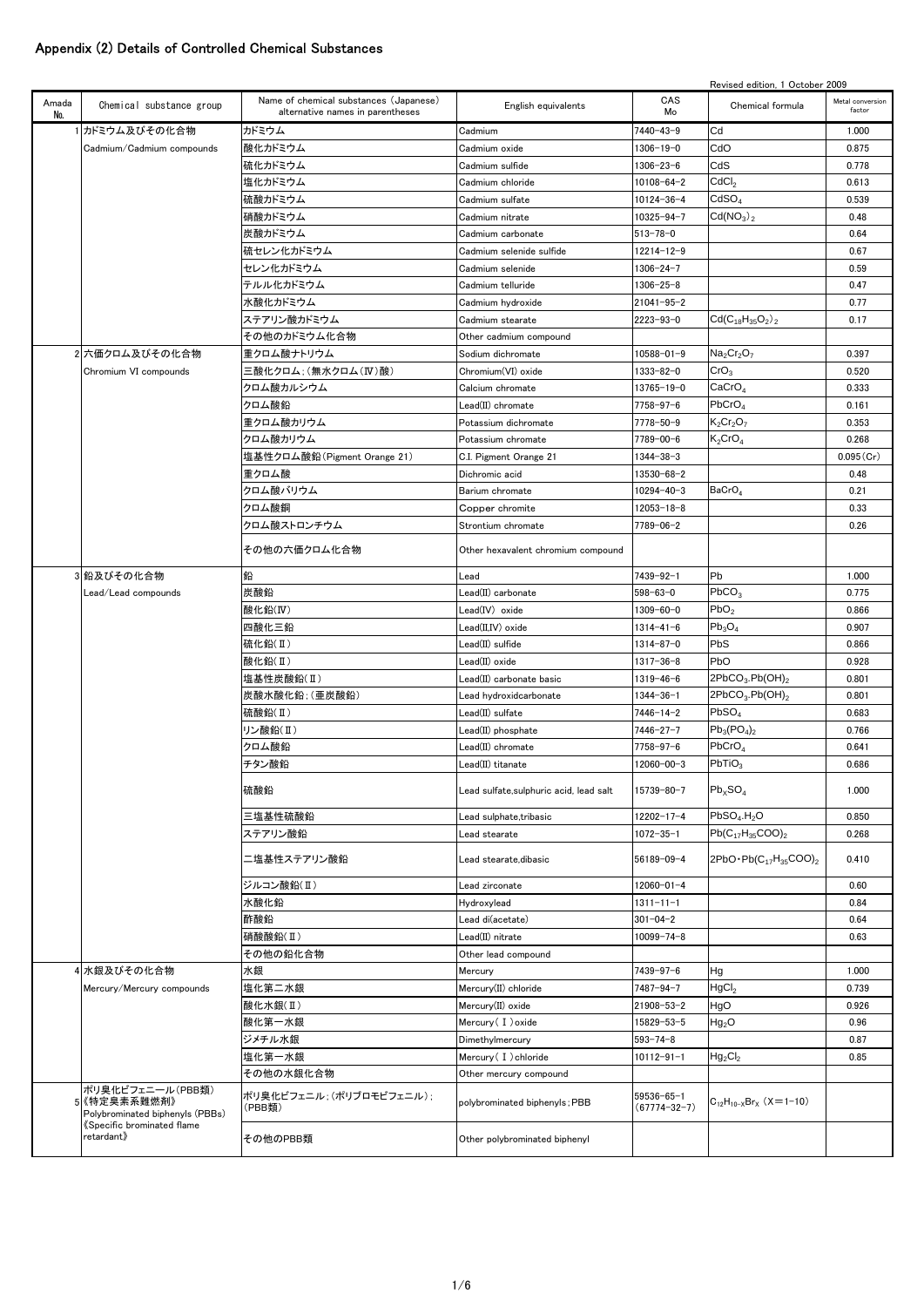## Appendix (2) Details of Controlled Chemical Substances

Revised edition, 1 October 2009

| Amada No. | Chemical substance group | Name of chemical substances (Japanese) alternative names in parentheses | English equivalents | CAS Mo | Chemical formula | Metal conversion factor |
|---|---|---|---|---|---|---|
| 1 | カドミウム及びその化合物 | カドミウム | Cadmium | 7440-43-9 | Cd | 1.000 |
| | Cadmium/Cadmium compounds | 酸化カドミウム | Cadmium oxide | 1306-19-0 | $CdO$ | 0.875 |
| | | 硫化カドミウム | Cadmium sulfide | 1306-23-6 | $CdS$ | 0.778 |
| | | 塩化カドミウム | Cadmium chloride | 10108-64-2 | $CdCl_2$ | 0.613 |
| | | 硫酸カドミウム | Cadmium sulfate | 10124-36-4 | $CdSO_4$ | 0.539 |
| | | 硝酸カドミウム | Cadmium nitrate | 10325-94-7 | $Cd(NO_3)_2$ | 0.48 |
| | | 炭酸カドミウム | Cadmium carbonate | 513-78-0 | | 0.64 |
| | | 硫セレン化カドミウム | Cadmium selenide sulfide | 12214-12-9 | | 0.67 |
| | | セレン化カドミウム | Cadmium selenide | 1306-24-7 | | 0.59 |
| | | テルル化カドミウム | Cadmium telluride | 1306-25-8 | | 0.47 |
| | | 水酸化カドミウム | Cadmium hydroxide | 21041-95-2 | | 0.77 |
| | | ステアリン酸カドミウム | Cadmium stearate | 2223-93-0 | $Cd(C_{18}H_{35}O_2)_2$ | 0.17 |
| | | その他のカドミウム化合物 | Other cadmium compound | | | |
| 2 | 六価クロム及びその化合物 | 重クロム酸ナトリウム | Sodium dichromate | 10588-01-9 | $Na_2Cr_2O_7$ | 0.397 |
| | Chromium VI compounds | 三酸化クロム；(無水クロム(Ⅳ)酸) | Chromium(VI) oxide | 1333-82-0 | $CrO_3$ | 0.520 |
| | | クロム酸カルシウム | Calcium chromate | 13765-19-0 | $CaCrO_4$ | 0.333 |
| | | クロム酸鉛 | Lead(II) chromate | 7758-97-6 | $PbCrO_4$ | 0.161 |
| | | 重クロム酸カリウム | Potassium dichromate | 7778-50-9 | $K_2Cr_2O_7$ | 0.353 |
| | | クロム酸カリウム | Potassium chromate | 7789-00-6 | $K_2CrO_4$ | 0.268 |
| | | 塩基性クロム酸鉛(Pigment Orange 21) | C.I. Pigment Orange 21 | 1344-38-3 | | 0.095(Cr) |
| | | 重クロム酸 | Dichromic acid | 13530-68-2 | | 0.48 |
| | | クロム酸バリウム | Barium chromate | 10294-40-3 | $BaCrO_4$ | 0.21 |
| | | クロム酸銅 | Copper chromite | 12053-18-8 | | 0.33 |
| | | クロム酸ストロンチウム | Strontium chromate | 7789-06-2 | | 0.26 |
| | | その他の六価クロム化合物 | Other hexavalent chromium compound | | | |
| 3 | 鉛及びその化合物 | 鉛 | Lead | 7439-92-1 | Pb | 1.000 |
| | Lead/Lead compounds | 炭酸鉛 | Lead(II) carbonate | 598-63-0 | $PbCO_3$ | 0.775 |
| | | 酸化鉛(Ⅳ) | Lead(IV) oxide | 1309-60-0 | $PbO_2$ | 0.866 |
| | | 四酸化三鉛 | Lead(II,IV) oxide | 1314-41-6 | $Pb_3O_4$ | 0.907 |
| | | 硫化鉛(Ⅱ) | Lead(II) sulfide | 1314-87-0 | $PbS$ | 0.866 |
| | | 酸化鉛(Ⅱ) | Lead(II) oxide | 1317-36-8 | $PbO$ | 0.928 |
| | | 塩基性炭酸鉛(Ⅱ) | Lead(II) carbonate basic | 1319-46-6 | $2PbCO_3.Pb(OH)_2$ | 0.801 |
| | | 炭酸水酸化鉛；(亜炭酸鉛) | Lead hydroxidcarbonate | 1344-36-1 | $2PbCO_3.Pb(OH)_2$ | 0.801 |
| | | 硫酸鉛(Ⅱ) | Lead(II) sulfate | 7446-14-2 | $PbSO_4$ | 0.683 |
| | | リン酸鉛(Ⅱ) | Lead(II) phosphate | 7446-27-7 | $Pb_3(PO_4)_2$ | 0.766 |
| | | クロム酸鉛 | Lead(II) chromate | 7758-97-6 | $PbCrO_4$ | 0.641 |
| | | チタン酸鉛 | Lead(II) titanate | 12060-00-3 | $PbTiO_3$ | 0.686 |
| | | 硫酸鉛 | Lead sulfate,sulphuric acid, lead salt | 15739-80-7 | $Pb_xSO_4$ | 1.000 |
| | | 三塩基性硫酸鉛 | Lead sulphate,tribasic | 12202-17-4 | $PbSO_4.H_2O$ | 0.850 |
| | | ステアリン酸鉛 | Lead stearate | 1072-35-1 | $Pb(C_{17}H_{35}COO)_2$ | 0.268 |
| | | 二塩基性ステアリン酸鉛 | Lead stearate,dibasic | 56189-09-4 | $2PbO \cdot Pb(C_{17}H_{35}COO)_2$ | 0.410 |
| | | ジルコン酸鉛(Ⅱ) | Lead zirconate | 12060-01-4 | | 0.60 |
| | | 水酸化鉛 | Hydroxylead | 1311-11-1 | | 0.84 |
| | | 酢酸鉛 | Lead di(acetate) | 301-04-2 | | 0.64 |
| | | 硝酸酸鉛(Ⅱ) | Lead(II) nitrate | 10099-74-8 | | 0.63 |
| | | その他の鉛化合物 | Other lead compound | | | |
| 4 | 水銀及びその化合物 | 水銀 | Mercury | 7439-97-6 | Hg | 1.000 |
| | Mercury/Mercury compounds | 塩化第二水銀 | Mercury(II) chloride | 7487-94-7 | $HgCl_2$ | 0.739 |
| | | 酸化水銀(Ⅱ) | Mercury(II) oxide | 21908-53-2 | $HgO$ | 0.926 |
| | | 酸化第一水銀 | Mercury(Ⅰ)oxide | 15829-53-5 | $Hg_2O$ | 0.96 |
| | | ジメチル水銀 | Dimethylmercury | 593-74-8 | | 0.87 |
| | | 塩化第一水銀 | Mercury(Ⅰ)chloride | 10112-91-1 | $Hg_2Cl_2$ | 0.85 |
| | | その他の水銀化合物 | Other mercury compound | | | |
| 5 | ポリ臭化ビフェニール(PBB類)《特定臭素系難燃剤》 Polybrominated biphenyls (PBBs) 《Specific brominated flame retardant》 | ポリ臭化ビフェニル；(ポリブロモビフェニル)；(PBB類) | polybrominated biphenyls；PBB | 59536-65-1 (67774-32-7) | $C_{12}H_{10-X}Br_X$ (X=1-10) | |
| | | その他のPBB類 | Other polybrominated biphenyl | | | |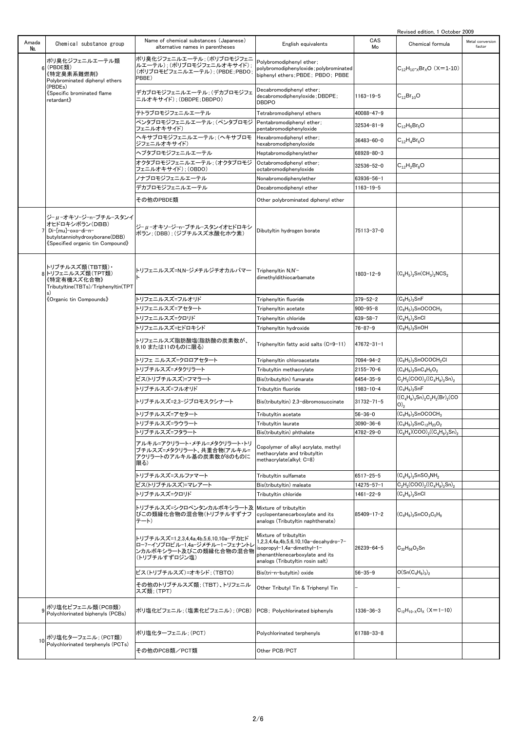Revised edition, 1 October 2009

| Amada No. | Chemical substance group | Name of chemical substances (Japanese) alternative names in parentheses | English equivalents | CAS Mo | Chemical formula | Metal conversion factor |
|---|---|---|---|---|---|---|
| 6 | ポリ臭化ジフェニルエーテル類(PBDE類)《特定臭素系難燃剤》Polybrominated diphenyl ethers (PBDEs)《Specific brominated flame retardant》 | ポリ臭化ジフェニルエーテル；(ポリブロモジフェニルエーテル)；(ポリブロモジフェニルオキサイド)；(ポリブロモビフェニルエーテル)；(PBDE；PBDO；PBBE) | Polybromodiphenyl ether; polybromodiphenyloxide; polybrominated biphenyl ethers; PBDE; PBDO; PBBE | | $C_{12}H_{10-X}Br_XO$ (X=1-10) | |
| | | デカブロモジフェニルエーテル；(デカブロモジフェニルオキサイド)；(DBDPE；DBDPO) | Decabromodiphenyl ether; decabromodiphenyloxide; DBDPE; DBDPO | 1163-19-5 | $C_{12}Br_{10}O$ | |
| | | テトラブロモジフェニルエーテル | Tetrabromodiphenyl ethers | 40088-47-9 | | |
| | | ペンタブロモジフェニルエーテル；(ペンタブロモジフェニルオキサイド) | Pentabromodiphenyl ether; pentabromodiphenyloxide | 32534-81-9 | $C_{12}H_5Br_5O$ | |
| | | ヘキサブロモジフェニルエーテル；(ヘキサブロモジフェニルオキサイド) | Hexabromodiphenyl ether; hexabromodiphenyloxide | 36483-60-0 | $C_{12}H_4Br_6O$ | |
| | | ヘプタブロモジフェニルエーテル | Heptabromodiphenylether | 68928-80-3 | | |
| | | オクタブロモジフェニルエーテル；(オクタブロモジフェニルオキサイド)；(OBDO) | Octabromodiphenyl ether; octabromodiphenyloxide | 32536-52-0 | $C_{12}H_2Br_8O$ | |
| | | ノナブロモジフェニルエーテル | Nonabromodiphenylether | 63936-56-1 | | |
| | | デカブロモジフェニルエーテル | Decabromodiphenyl ether | 1163-19-5 | | |
| | | その他のPBDE類 | Other polybrominated diphenyl ether | | | |
| 7 | ジ-μ-オキソ-ジ-n-ブチル-スタンイオヒドロキシボラン(DBB) Di-[mu]-oxo-di-n-butylstanniohydroxyborane(DBB)《Specified organic tin Compound》 | ジ-μ-オキソ-ジ-n-ブチル-スタンイオヒドロキシボラン；(DBB)；(ジブチルスズ水酸化ホウ素) | Dibutyltin hydrogen borate | 75113-37-0 | | |
| 8 | トリブチルスズ類(TBT類)・トリフェニルスズ類(TPT類)《特定有機スズ化合物》Tributyltine(TBTs)/Triphenyltin(TPTs)《Organic tin Compounds》 | トリフェニルスズ=N,N-ジメチルジチオカルバマート | Triphenyltin N,N'-dimethyldithiocarbamate | 1803-12-9 | $(C_6H_5)_3Sn(CH_3)_2NCS_2$ | |
| | | トリフェニルスズ=フルオリド | Triphenyltin fluoride | 379-52-2 | $(C_6H_5)_3SnF$ | |
| | | トリフェニルスズ=アセタート | Triphenyltin acetate | 900-95-8 | $(C_6H_5)_3SnOCOCH_3$ | |
| | | トリフェニルスズ=クロリド | Triphenyltin chloride | 639-58-7 | $(C_6H_5)_3SnCl$ | |
| | | トリフェニルスズ=ヒドロキシド | Triphenyltin hydroxide | 76-87-9 | $(C_6H_5)_3SnOH$ | |
| | | トリフェニルスズ脂肪酸塩(脂肪酸の炭素数が、9,10 または11のものに限る) | Triphenyltin fatty acid salts (C=9-11) | 47672-31-1 | | |
| | | トリフェ ニルスズ=クロロアセタート | Triphenyltin chloroacetate | 7094-94-2 | $(C_6H_5)_3SnOCOCH_2Cl$ | |
| | | トリブチルスズ=メタクリラート | Tributyltin methacrylate | 2155-70-6 | $(C_4H_9)_3SnC_4H_5O_2$ | |
| | | ビス(トリブチルスズ)=フマラート | Bis(tributyltin) fumarate | 6454-35-9 | $C_2H_2(COO)_2((C_4H_9)_3Sn)_2$ | |
| | | トリブチルスズ=フルオリド | Tributyltin fluoride | 1983-10-4 | $(C_4H_9)_3SnF$ | |
| | | トリブチルスズ=2,3-ジブロモスクシナート | Bis(tributyltin) 2,3-dibromosuccinate | 31732-71-5 | $((C_4H_9)_3Sn)_2C_2H_2(Br)_2(COO)_2$ | |
| | | トリブチルスズ=アセタート | Tributyltin acetate | 56-36-0 | $(C_4H_9)_3SnOCOCH_3$ | |
| | | トリブチルスズ=ラウラート | Tributyltin laurate | 3090-36-6 | $(C_4H_9)_3SnC_{12}H_{23}O_2$ | |
| | | トリブチルスズ=フタラート | Bis(tributyltin) phthalate | 4782-29-0 | $(C_6H_4)(COO)_2((C_4H_9)_3Sn)_2$ | |
| | | アルキル=アクリラート・メチル=メタクリラート・トリブチルスズ=メタクリラート、共重合物(アルキル=アクリラートのアルキル基の炭素数が8のものに限る) | Copolymer of alkyl acrylate, methyl methacrylate and tributyltin methacrylate(alkyl; C=8) | | | |
| | | トリブチルスズ=スルファマート | Tributyltin sulfamate | 6517-25-5 | $(C_4H_9)_3SnSO_3NH_2$ | |
| | | ビス(トリブチルスズ)=マレアート | Bis(tributyltin) maleate | 14275-57-1 | $C_2H_2(COO)_2((C_4H_9)_3Sn)_2$ | |
| | | トリブチルスズ=クロリド | Tributyltin chloride | 1461-22-9 | $(C_4H_9)_3SnCl$ | |
| | | トリブチルスズ=シクロペンタンカルボキシラート及びこの類縁化合物の混合物(トリブチルすずナフテート) | Mixture of tributyltin cyclopentanecarboxylate and its analogs (Tributyltin naphthenate) | 85409-17-2 | $(C_4H_9)_3SnCO_2C_5H_9$ | |
| | | トリブチルスズ=1,2,3,4,4a,4b,5,6,10,10a-デカヒドロ-7-イソプロピル-1,4a-ジメチル-1-フェナントレンカルボキシラート及びこの類縁化合物の混合物(トリブチルすずロジン塩) | Mixture of tributyltin 1,2,3,4,4a,4b,5,6,10,10a-decahydro-7-isopropyl-1,4a-dimethyl-1-phenanthlenecarboxylate and its analogs (Tributyltin rosin salt) | 26239-64-5 | $C_{32}H_{56}O_2Sn$ | |
| | | ビス(トリブチルスズ)=オキシド；(TBTO) | Bis(tri-n-butyltin) oxide | 56-35-9 | $O(Sn(C_4H_9)_3)_2$ | |
| | | その他のトリブチルスズ類；(TBT)、トリフェニルスズ類；(TPT) | Other Tributyl Tin & Triphenyl Tin | - | - | |
| 9 | ポリ塩化ビフェニル類(PCB類) Polychlorinated biphenyls (PCBs) | ポリ塩化ビフェニル；(塩素化ビフェニル)；(PCB) | PCB; Polychlorinated biphenyls | 1336-36-3 | $C_{12}H_{10-X}Cl_X$ (X=1-10) | |
| 10 | ポリ塩化ターフェニル；(PCT類) Polychlorinated terphenyls (PCTs) | ポリ塩化ターフェニル；(PCT) | Polychlorinated terphenyls | 61788-33-8 | | |
| | | その他のPCB類／PCT類 | Other PCB/PCT | | | |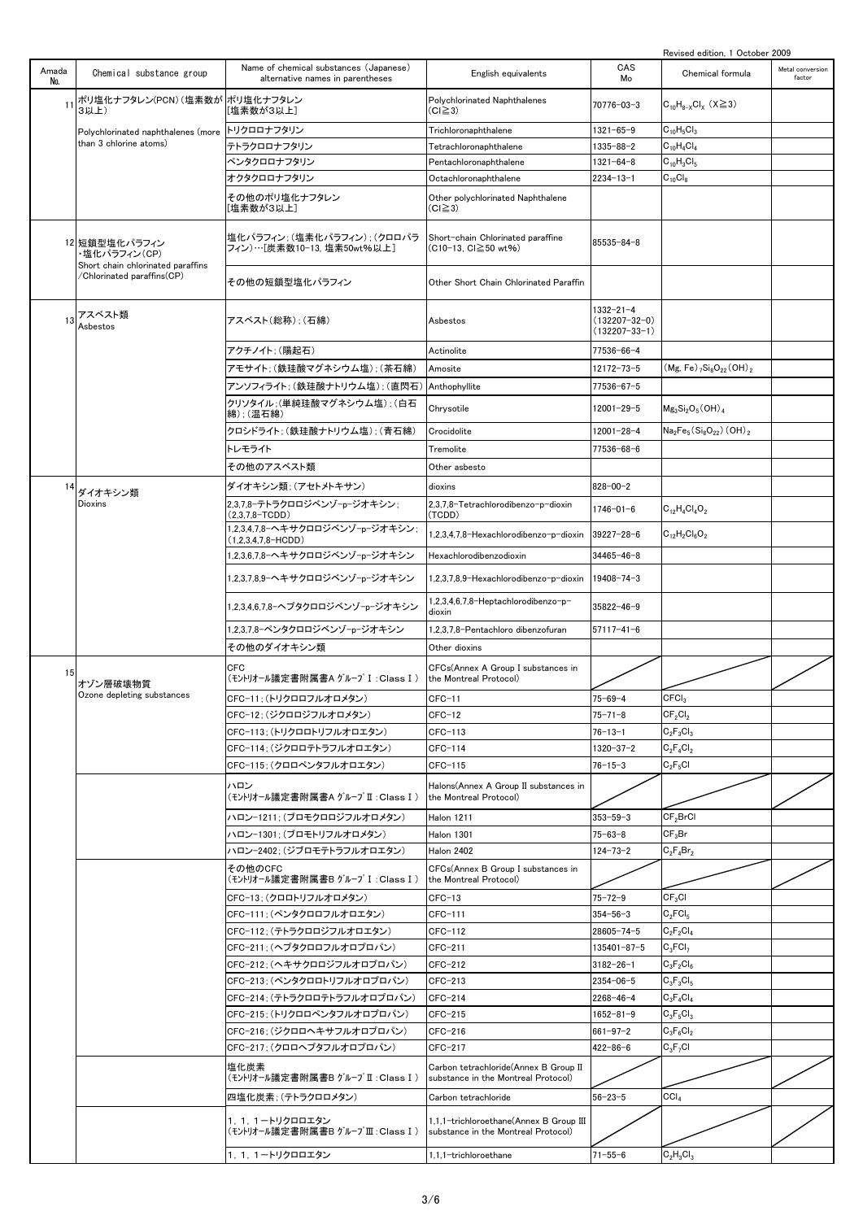Revised edition, 1 October 2009

| Amada No. | Chemical substance group | Name of chemical substances (Japanese) alternative names in parentheses | English equivalents | CAS Mo | Chemical formula | Metal conversion factor |
|---|---|---|---|---|---|---|
| 11 | ポリ塩化ナフタレン(PCN)(塩素数が3以上) Polychlorinated naphthalenes (more than 3 chlorine atoms) | ポリ塩化ナフタレン [塩素数が3以上] | Polychlorinated Naphthalenes (Cl≧3) | 70776-03-3 | $C_{10}H_{8-X}Cl_X$ (X≧3) | |
| | | トリクロロナフタリン | Trichloronaphthalene | 1321-65-9 | $C_{10}H_5Cl_3$ | |
| | | テトラクロロナフタリン | Tetrachloronaphthalene | 1335-88-2 | $C_{10}H_4Cl_4$ | |
| | | ペンタクロロナフタリン | Pentachloronaphthalene | 1321-64-8 | $C_{10}H_3Cl_5$ | |
| | | オクタクロロナフタリン | Octachloronaphthalene | 2234-13-1 | $C_{10}Cl_8$ | |
| | | その他のポリ塩化ナフタレン [塩素数が3以上] | Other polychlorinated Naphthalene (Cl≧3) | | | |
| 12 | 短鎖型塩化パラフィン ・塩化パラフィン(CP) Short chain chlorinated paraffins /Chlorinated paraffins(CP) | 塩化パラフィン;(塩素化パラフィン);(クロロパラフィン)…[炭素数10-13, 塩素50wt%以上] | Short-chain Chlorinated paraffine (C10-13, Cl≧50 wt%) | 85535-84-8 | | |
| | | その他の短鎖型塩化パラフィン | Other Short Chain Chlorinated Paraffin | | | |
| 13 | アスベスト類 Asbestos | アスベスト(総称);(石綿) | Asbestos | 1332-21-4 (132207-32-0) (132207-33-1) | | |
| | | アクチノイト;(陽起石) | Actinolite | 77536-66-4 | | |
| | | アモサイト;(鉄珪酸マグネシウム塩);(茶石綿) | Amosite | 12172-73-5 | $(Mg, Fe)_7Si_8O_{22}(OH)_2$ | |
| | | アンソフィライト;(鉄珪酸ナトリウム塩);(直閃石) | Anthophyllite | 77536-67-5 | | |
| | | クリソタイル;(単純珪酸マグネシウム塩);(白石綿);(温石綿) | Chrysotile | 12001-29-5 | $Mg_3Si_2O_5(OH)_4$ | |
| | | クロシドライト;(鉄珪酸ナトリウム塩);(青石綿) | Crocidolite | 12001-28-4 | $Na_2Fe_5(Si_8O_{22})(OH)_2$ | |
| | | トレモライト | Tremolite | 77536-68-6 | | |
| | | その他のアスベスト類 | Other asbestos | | | |
| 14 | ダイオキシン類 Dioxins | ダイオキシン類;(アセトメトキサン) | dioxins | 828-00-2 | | |
| | | 2,3,7,8-テトラクロロジベンゾ-p-ジオキシン;(2,3,7,8-TCDD) | 2,3,7,8-Tetrachlorodibenzo-p-dioxin (TCDD) | 1746-01-6 | $C_{12}H_4Cl_4O_2$ | |
| | | 1,2,3,4,7,8-ヘキサクロロジベンゾ-p-ジオキシン;(1,2,3,4,7,8-HCDD) | 1,2,3,4,7,8-Hexachlorodibenzo-p-dioxin | 39227-28-6 | $C_{12}H_2Cl_6O_2$ | |
| | | 1,2,3,6,7,8-ヘキサクロロジベンゾ-p-ジオキシン | Hexachlorodibenzodioxin | 34465-46-8 | | |
| | | 1,2,3,7,8,9-ヘキサクロロジベンゾ-p-ジオキシン | 1,2,3,7,8,9-Hexachlorodibenzo-p-dioxin | 19408-74-3 | | |
| | | 1,2,3,4,6,7,8-ヘプタクロロジベンゾ-p-ジオキシン | 1,2,3,4,6,7,8-Heptachlorodibenzo-p-dioxin | 35822-46-9 | | |
| | | 1,2,3,7,8-ペンタクロロジベンゾ-p-ジオキシン | 1,2,3,7,8-Pentachloro dibenzofuran | 57117-41-6 | | |
| | | その他のダイオキシン類 | Other dioxins | | | |
| 15 | オゾン層破壊物質 Ozone depleting substances | CFC (ﾓﾝﾄﾘｵｰﾙ議定書附属書A ｸﾞﾙｰﾌﾟⅠ:ClassⅠ) | CFCs(Annex A Group I substances in the Montreal Protocol) | | | |
| | | CFC-11;(トリクロロフルオロメタン) | CFC-11 | 75-69-4 | $CFCl_3$ | |
| | | CFC-12;(ジクロロジフルオロメタン) | CFC-12 | 75-71-8 | $CF_2Cl_2$ | |
| | | CFC-113;(トリクロロトリフルオロエタン) | CFC-113 | 76-13-1 | $C_2F_3Cl_3$ | |
| | | CFC-114;(ジクロロテトラフルオロエタン) | CFC-114 | 1320-37-2 | $C_2F_4Cl_2$ | |
| | | CFC-115;(クロロペンタフルオロエタン) | CFC-115 | 76-15-3 | $C_2F_5Cl$ | |
| | | ハロン (ﾓﾝﾄﾘｵｰﾙ議定書附属書A ｸﾞﾙｰﾌﾟⅡ:ClassⅠ) | Halons(Annex A Group II substances in the Montreal Protocol) | | | |
| | | ハロン-1211;(ブロモクロロジフルオロメタン) | Halon 1211 | 353-59-3 | $CF_2BrCl$ | |
| | | ハロン-1301;(ブロモトリフルオロメタン) | Halon 1301 | 75-63-8 | $CF_3Br$ | |
| | | ハロン-2402;(ジブロモテトラフルオロエタン) | Halon 2402 | 124-73-2 | $C_2F_4Br_2$ | |
| | | その他のCFC (ﾓﾝﾄﾘｵｰﾙ議定書附属書B ｸﾞﾙｰﾌﾟⅠ:ClassⅠ) | CFCs(Annex B Group I substances in the Montreal Protocol) | | | |
| | | CFC-13;(クロロトリフルオロメタン) | CFC-13 | 75-72-9 | $CF_3Cl$ | |
| | | CFC-111;(ペンタクロロフルオロエタン) | CFC-111 | 354-56-3 | $C_2FCl_5$ | |
| | | CFC-112;(テトラクロロジフルオロエタン) | CFC-112 | 28605-74-5 | $C_2F_2Cl_4$ | |
| | | CFC-211;(ヘプタクロロフルオロプロパン) | CFC-211 | 135401-87-5 | $C_3FCl_7$ | |
| | | CFC-212;(ヘキサクロロジフルオロプロパン) | CFC-212 | 3182-26-1 | $C_3F_2Cl_6$ | |
| | | CFC-213;(ペンタクロロトリフルオロプロパン) | CFC-213 | 2354-06-5 | $C_3F_3Cl_5$ | |
| | | CFC-214;(テトラクロロテトラフルオロプロパン) | CFC-214 | 2268-46-4 | $C_3F_4Cl_4$ | |
| | | CFC-215;(トリクロロペンタフルオロプロパン) | CFC-215 | 1652-81-9 | $C_3F_5Cl_3$ | |
| | | CFC-216;(ジクロロヘキサフルオロプロパン) | CFC-216 | 661-97-2 | $C_3F_6Cl_2$ | |
| | | CFC-217;(クロロヘプタフルオロプロパン) | CFC-217 | 422-86-6 | $C_3F_7Cl$ | |
| | | 塩化炭素 (ﾓﾝﾄﾘｵｰﾙ議定書附属書B ｸﾞﾙｰﾌﾟⅡ:ClassⅠ) | Carbon tetrachloride(Annex B Group II substance in the Montreal Protocol) | | | |
| | | 四塩化炭素;(テトラクロロメタン) | Carbon tetrachloride | 56-23-5 | $CCl_4$ | |
| | | 1,1,1-トリクロロエタン (ﾓﾝﾄﾘｵｰﾙ議定書附属書B ｸﾞﾙｰﾌﾟⅢ:ClassⅠ) | 1,1,1-trichloroethane(Annex B Group III substance in the Montreal Protocol) | | | |
| | | 1,1,1-トリクロロエタン | 1,1,1-trichloroethane | 71-55-6 | $C_2H_3Cl_3$ | |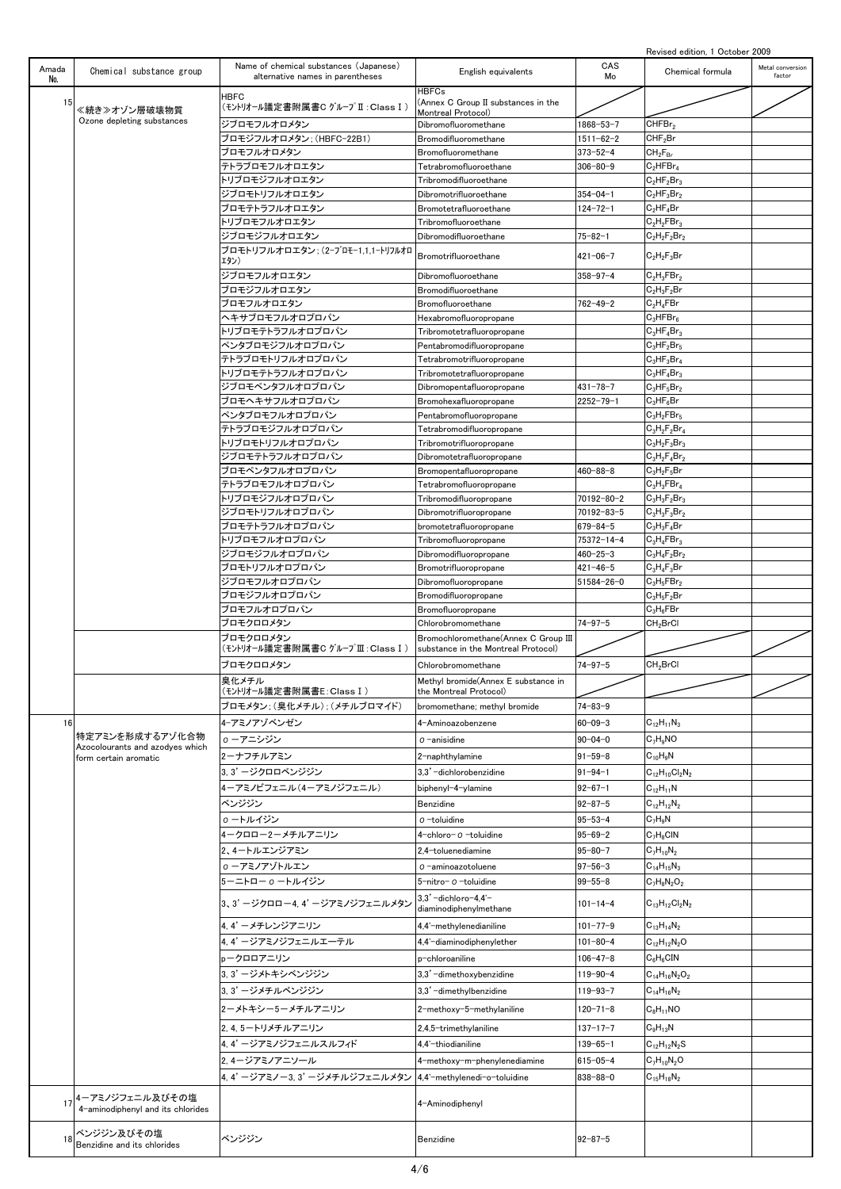Revised edition, 1 October 2009

| Amada No. | Chemical substance group | Name of chemical substances (Japanese) alternative names in parentheses | English equivalents | CAS Mo | Chemical formula | Metal conversion factor |
|---|---|---|---|---|---|---|
| 15 | ≪続き≫オゾン層破壊物質 Ozone depleting substances | HBFC (ﾓﾝﾄﾘｵｰﾙ議定書附属書C ｸﾞﾙｰﾌﾟⅡ:Class Ⅰ) | HBFCs (Annex C Group II substances in the Montreal Protocol) | | | |
| | | ジブロモフルオロメタン | Dibromofluoromethane | 1868-53-7 | $CHFBr_2$ | |
| | | ブロモジフルオロメタン；(HBFC-22B1) | Bromodifluoromethane | 1511-62-2 | $CHF_2Br$ | |
| | | ブロモフルオロメタン | Bromofluoromethane | 373-52-4 | $CH_2FBr$ | |
| | | テトラブロモフルオロエタン | Tetrabromofluoroethane | 306-80-9 | $C_2HFBr_4$ | |
| | | トリブロモジフルオロエタン | Tribromodifluoroethane | | $C_2HF_2Br_3$ | |
| | | ジブロモトリフルオロエタン | Dibromotrifluoroethane | 354-04-1 | $C_2HF_3Br_2$ | |
| | | ブロモテトラフルオロエタン | Bromotetrafluoroethane | 124-72-1 | $C_2HF_4Br$ | |
| | | トリブロモフルオロエタン | Tribromofluoroethane | | $C_2H_2FBr_3$ | |
| | | ジブロモジフルオロエタン | Dibromodifluoroethane | 75-82-1 | $C_2H_2F_2Br_2$ | |
| | | ブロモトリフルオロエタン；(2-ﾌﾞﾛﾓ-1,1,1-ﾄﾘﾌﾙｵﾛｴﾀﾝ) | Bromotrifluoroethane | 421-06-7 | $C_2H_2F_3Br$ | |
| | | ジブロモフルオロエタン | Dibromofluoroethane | 358-97-4 | $C_2H_3FBr_2$ | |
| | | ブロモジフルオロエタン | Bromodifluoroethane | | $C_2H_3F_2Br$ | |
| | | ブロモフルオロエタン | Bromofluoroethane | 762-49-2 | $C_2H_4FBr$ | |
| | | ヘキサブロモフルオロプロパン | Hexabromofluoropropane | | $C_3HFBr_6$ | |
| | | トリブロモテトラフルオロプロパン | Tribromotetrafluoropropane | | $C_3HF_4Br_3$ | |
| | | ペンタブロモジフルオロプロパン | Pentabromodifluoropropane | | $C_3HF_2Br_5$ | |
| | | テトラブロモトリフルオロプロパン | Tetrabromotrifluoropropane | | $C_3HF_3Br_4$ | |
| | | トリブロモテトラフルオロプロパン | Tribromotetrafluoropropane | | $C_3HF_4Br_3$ | |
| | | ジブロモペンタフルオロプロパン | Dibromopentafluoropropane | 431-78-7 | $C_3HF_5Br_2$ | |
| | | ブロモヘキサフルオロプロパン | Bromohexafluoropropane | 2252-79-1 | $C_3HF_6Br$ | |
| | | ペンタブロモフルオロプロパン | Pentabromofluoropropane | | $C_3H_2FBr_5$ | |
| | | テトラブロモジフルオロプロパン | Tetrabromodifluoropropane | | $C_3H_2F_2Br_4$ | |
| | | トリブロモトリフルオロプロパン | Tribromotrifluoropropane | | $C_3H_2F_3Br_3$ | |
| | | ジブロモテトラフルオロプロパン | Dibromotetrafluoropropane | | $C_3H_2F_4Br_2$ | |
| | | ブロモペンタフルオロプロパン | Bromopentafluoropropane | 460-88-8 | $C_3H_2F_5Br$ | |
| | | テトラブロモフルオロプロパン | Tetrabromofluoropropane | | $C_3H_3FBr_4$ | |
| | | トリブロモジフルオロプロパン | Tribromodifluoropropane | 70192-80-2 | $C_3H_3F_2Br_3$ | |
| | | ジブロモトリフルオロプロパン | Dibromotrifluoropropane | 70192-83-5 | $C_3H_3F_3Br_2$ | |
| | | ブロモテトラフルオロプロパン | bromotetrafluoropropane | 679-84-5 | $C_3H_3F_4Br$ | |
| | | トリブロモフルオロプロパン | Tribromofluoropropane | 75372-14-4 | $C_3H_4FBr_3$ | |
| | | ジブロモジフルオロプロパン | Dibromodifluoropropane | 460-25-3 | $C_3H_4F_2Br_2$ | |
| | | ブロモトリフルオロプロパン | Bromotrifluoropropane | 421-46-5 | $C_3H_4F_3Br$ | |
| | | ジブロモフルオロプロパン | Dibromofluoropropane | 51584-26-0 | $C_3H_5FBr_2$ | |
| | | ブロモジフルオロプロパン | Bromodifluoropropane | | $C_3H_5F_2Br$ | |
| | | ブロモフルオロプロパン | Bromofluoropropane | | $C_3H_6FBr$ | |
| | | ブロモクロロメタン | Chlorobromomethane | 74-97-5 | $CH_2BrCl$ | |
| | | ブロモクロロメタン (ﾓﾝﾄﾘｵｰﾙ議定書附属書C ｸﾞﾙｰﾌﾟⅢ:Class Ⅰ) | Bromochloromethane(Annex C Group III substance in the Montreal Protocol) | | | |
| | | ブロモクロロメタン | Chlorobromomethane | 74-97-5 | $CH_2BrCl$ | |
| | | 臭化メチル (ﾓﾝﾄﾘｵｰﾙ議定書附属書E:Class Ⅰ) | Methyl bromide(Annex E substance in the Montreal Protocol) | | | |
| | | ブロモメタン；(臭化メチル)；(メチルブロマイド) | bromomethane; methyl bromide | 74-83-9 | | |
| 16 | 特定アミンを形成するアゾ化合物 Azocolourants and azodyes which form certain aromatic | 4-アミノアゾベンゼン | 4-Aminoazobenzene | 60-09-3 | $C_{12}H_{11}N_3$ | |
| | | o -アニシジン | o -anisidine | 90-04-0 | $C_7H_9NO$ | |
| | | 2-ナフチルアミン | 2-naphthylamine | 91-59-8 | $C_{10}H_9N$ | |
| | | 3, 3'-ジクロロベンジジン | 3,3'-dichlorobenzidine | 91-94-1 | $C_{12}H_{10}Cl_2N_2$ | |
| | | 4-アミノビフェニル(4-アミノジフェニル) | biphenyl-4-ylamine | 92-67-1 | $C_{12}H_{11}N$ | |
| | | ベンジジン | Benzidine | 92-87-5 | $C_{12}H_{12}N_2$ | |
| | | o -トルイジン | o -toluidine | 95-53-4 | $C_7H_9N$ | |
| | | 4-クロロ-2-メチルアニリン | 4-chloro- o -toluidine | 95-69-2 | $C_7H_8ClN$ | |
| | | 2、4-トルエンジアミン | 2,4-toluenediamine | 95-80-7 | $C_7H_{10}N_2$ | |
| | | o -アミノアゾトルエン | o -aminoazotoluene | 97-56-3 | $C_{14}H_{15}N_3$ | |
| | | 5-ニトロ- o -トルイジン | 5-nitro- o -toluidine | 99-55-8 | $C_7H_8N_2O_2$ | |
| | | 3、3'-ジクロロ-4, 4'-ジアミノジフェニルメタン | 3,3'-dichloro-4,4'-diaminodiphenylmethane | 101-14-4 | $C_{13}H_{12}Cl_2N_2$ | |
| | | 4, 4'-メチレンジアニリン | 4,4'-methylenedianiline | 101-77-9 | $C_{13}H_{14}N_2$ | |
| | | 4, 4'-ジアミノジフェニルエーテル | 4,4'-diaminodiphenylether | 101-80-4 | $C_{12}H_{12}N_2O$ | |
| | | p-クロロアニリン | p-chloroaniline | 106-47-8 | $C_6H_6ClN$ | |
| | | 3, 3'-ジメトキシベンジジン | 3,3'-dimethoxybenzidine | 119-90-4 | $C_{14}H_{16}N_2O_2$ | |
| | | 3, 3'-ジメチルベンジジン | 3,3'-dimethylbenzidine | 119-93-7 | $C_{14}H_{16}N_2$ | |
| | | 2-メトキシ-5-メチルアニリン | 2-methoxy-5-methylaniline | 120-71-8 | $C_8H_{11}NO$ | |
| | | 2, 4, 5-トリメチルアニリン | 2,4,5-trimethylaniline | 137-17-7 | $C_9H_{13}N$ | |
| | | 4, 4'-ジアミノジフェニルスルフィド | 4,4'-thiodianiline | 139-65-1 | $C_{12}H_{12}N_2S$ | |
| | | 2, 4-ジアミノアニソール | 4-methoxy-m-phenylenediamine | 615-05-4 | $C_7H_{10}N_2O$ | |
| | | 4, 4'-ジアミノ-3, 3'-ジメチルジフェニルメタン | 4,4'-methylenedi-o-toluidine | 838-88-0 | $C_{15}H_{18}N_2$ | |
| 17 | 4-アミノジフェニル及びその塩 4-aminodiphenyl and its chlorides | | 4-Aminodiphenyl | | | |
| 18 | ベンジジン及びその塩 Benzidine and its chlorides | ベンジジン | Benzidine | 92-87-5 | | |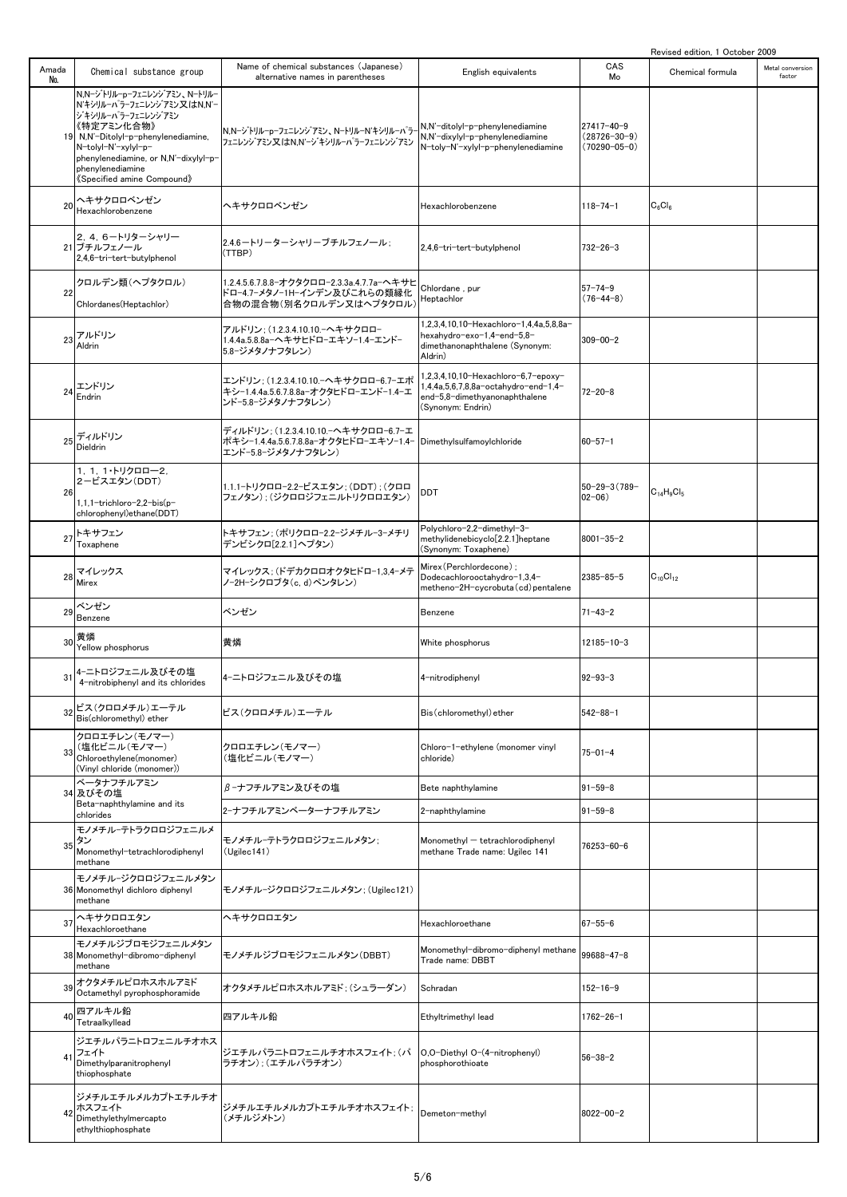Revised edition, 1 October 2009

| Amada No. | Chemical substance group | Name of chemical substances (Japanese) alternative names in parentheses | English equivalents | CAS Mo | Chemical formula | Metal conversion factor |
|---|---|---|---|---|---|---|
| 19 | N,N'-ジトリル-p-フェニレンジアミン、N-トリル-N'キシリル-パラ-フェニレンジアミン又はN,N'-ジキシリル-パラ-フェニレンジアミン《特定アミン化合物》 N,N'-Ditolyl-p-phenylenediamine, N-tolyl-N'-xylyl-p-phenylenediamine, or N,N'-dixylyl-p-phenylenediamine 《Specified amine Compound》 | N,N-ジトリル-p-フェニレンジアミン、N-トリル-N'キシリル-パラ-フェニレンジアミン又はN,N'-ジキシリル-パラ-フェニレンジアミン | N,N'-ditolyl-p-phenylenediamine N,N'-dixylyl-p-phenylenediamine N-toly-N'-xylyl-p-phenylenediamine | 27417-40-9 (28726-30-9) (70290-05-0) | | |
| 20 | ヘキサクロロベンゼン Hexachlorobenzene | ヘキサクロロベンゼン | Hexachlorobenzene | 118-74-1 | $C_6Cl_6$ | |
| 21 | 2，4，6－トリターシャリーブチルフェノール 2,4,6-tri-tert-butylphenol | 2,4,6－トリ－ターシャリーブチルフェノール；(TTBP) | 2,4,6-tri-tert-butylphenol | 732-26-3 | | |
| 22 | クロルデン類（ヘプタクロル） Chlordanes(Heptachlor) | 1,2,4,5,6,7,8,8-オクタクロロ-2,3,3a,4,7,7a-ヘキサヒドロ-4,7-メタノ-1H-インデン及びこれらの類縁化合物の混合物（別名クロルデン又はヘプタクロル） | Chlordane , pur Heptachlor | 57-74-9 (76-44-8) | | |
| 23 | アルドリン Aldrin | アルドリン；(1,2,3,4,10,10,-ヘキサクロロ-1,4,4a,5,8,8a-ヘキサヒドロ-エキソ-1,4-エンド-5,8-ジメタノナフタレン) | 1,2,3,4,10,10-Hexachloro-1,4,4a,5,8,8a-hexahydro-exo-1,4-end-5,8-dimethanonaphthalene (Synonym: Aldrin) | 309-00-2 | | |
| 24 | エンドリン Endrin | エンドリン；(1,2,3,4,10,10,-ヘキサクロロ-6,7-エポキシ-1,4,4a,5,6,7,8,8a-オクタヒドロ-エンド-1,4-エンド-5,8-ジメタノナフタレン) | 1,2,3,4,10,10-Hexachloro-6,7-epoxy-1,4,4a,5,6,7,8,8a-octahydro-end-1,4-end-5,8-dimethyanonaphthalene (Synonym: Endrin) | 72-20-8 | | |
| 25 | ディルドリン Dieldrin | ディルドリン；(1,2,3,4,10,10,-ヘキサクロロ-6,7-エポキシ-1,4,4a,5,6,7,8,8a-オクタヒドロ-エキソ-1,4-エンド-5,8-ジメタノナフタレン) | Dimethylsulfamoylchloride | 60-57-1 | | |
| 26 | 1，1，1-トリクロロ－2，2－ビスエタン(DDT) 1,1,1-trichloro-2,2-bis(p-chlorophenyl)ethane(DDT) | 1,1,1-トリクロロ-2,2-ビスエタン；(DDT)；(クロロフェノタン)；(ジクロロジフェニルトリクロロエタン) | DDT | 50-29-3(789-02-06) | $C_{14}H_9Cl_5$ | |
| 27 | トキサフェン Toxaphene | トキサフェン；(ポリクロロ-2,2-ジメチル-3-メチリデンビシクロ[2.2.1]ヘプタン | Polychloro-2,2-dimethyl-3-methylidenebicyclo[2.2.1]heptane (Synonym: Toxaphene) | 8001-35-2 | | |
| 28 | マイレックス Mirex | マイレックス；(ドデカクロロオクタヒドロ-1,3,4-メテノ-2H-シクロブタ(c，d)ペンタレン) | Mirex(Perchlordecone)；Dodecachlorooctahydro-1,3,4-metheno-2H-cycrobuta(cd)pentalene | 2385-85-5 | $C_{10}Cl_{12}$ | |
| 29 | ベンゼン Benzene | ベンゼン | Benzene | 71-43-2 | | |
| 30 | 黄燐 Yellow phosphorus | 黄燐 | White phosphorus | 12185-10-3 | | |
| 31 | 4-ニトロジフェニル及びその塩 4-nitrobiphenyl and its chlorides | 4-ニトロジフェニル及びその塩 | 4-nitrodiphenyl | 92-93-3 | | |
| 32 | ビス(クロロメチル)エーテル Bis(chloromethyl) ether | ビス(クロロメチル)エーテル | Bis(chloromethyl)ether | 542-88-1 | | |
| 33 | クロロエチレン(モノマー) (塩化ビニル(モノマー) Chloroethylene(monomer) (Vinyl chloride (monomer)) | クロロエチレン(モノマー) (塩化ビニル(モノマー) | Chloro-1-ethylene (monomer vinyl chloride) | 75-01-4 | | |
| 34 | ベータナフチルアミン及びその塩 Beta-naphthylamine and its chlorides | β-ナフチルアミン及びその塩 | Bete naphthylamine | 91-59-8 | | |
| | | 2-ナフチルアミンベーターナフチルアミン | 2-naphthylamine | 91-59-8 | | |
| 35 | モノメチル-テトラクロロジフェニルメタン Monomethyl-tetrachlorodiphenyl methane | モノメチル-テトラクロロジフェニルメタン；(Ugilec141) | Monomethyl － tetrachlorodiphenyl methane Trade name: Ugilec 141 | 76253-60-6 | | |
| 36 | モノメチル-ジクロロジフェニルメタン Monomethyl dichloro diphenyl methane | モノメチル-ジクロロジフェニルメタン；(Ugilec121) | | | | |
| 37 | ヘキサクロロエタン Hexachloroethane | ヘキサクロロエタン | Hexachloroethane | 67-55-6 | | |
| 38 | モノメチルジブロモジフェニルメタン Monomethyl-dibromo-diphenyl methane | モノメチルジブロモジフェニルメタン(DBBT) | Monomethyl-dibromo-diphenyl methane Trade name: DBBT | 99688-47-8 | | |
| 39 | オクタメチルピロホスホルアミド Octamethyl pyrophosphoramide | オクタメチルピロホスホルアミド；(シュラーダン) | Schradan | 152-16-9 | | |
| 40 | 四アルキル鉛 Tetraalkyllead | 四アルキル鉛 | Ethyltrimethyl lead | 1762-26-1 | | |
| 41 | ジエチルパラニトロフェニルチオホスフェイト Dimethylparanitrophenyl thiophosphate | ジエチルパラニトロフェニルチオホスフェイト；(パラチオン)；(エチルパラチオン) | O,O-Diethyl O-(4-nitrophenyl) phosphorothioate | 56-38-2 | | |
| 42 | ジメチルエチルメルカプトエチルチオホスフェイト Dimethylethylmercapto ethylthiophosphate | ジメチルエチルメルカプトエチルチオホスフェイト；(メチルジメトン) | Demeton-methyl | 8022-00-2 | | |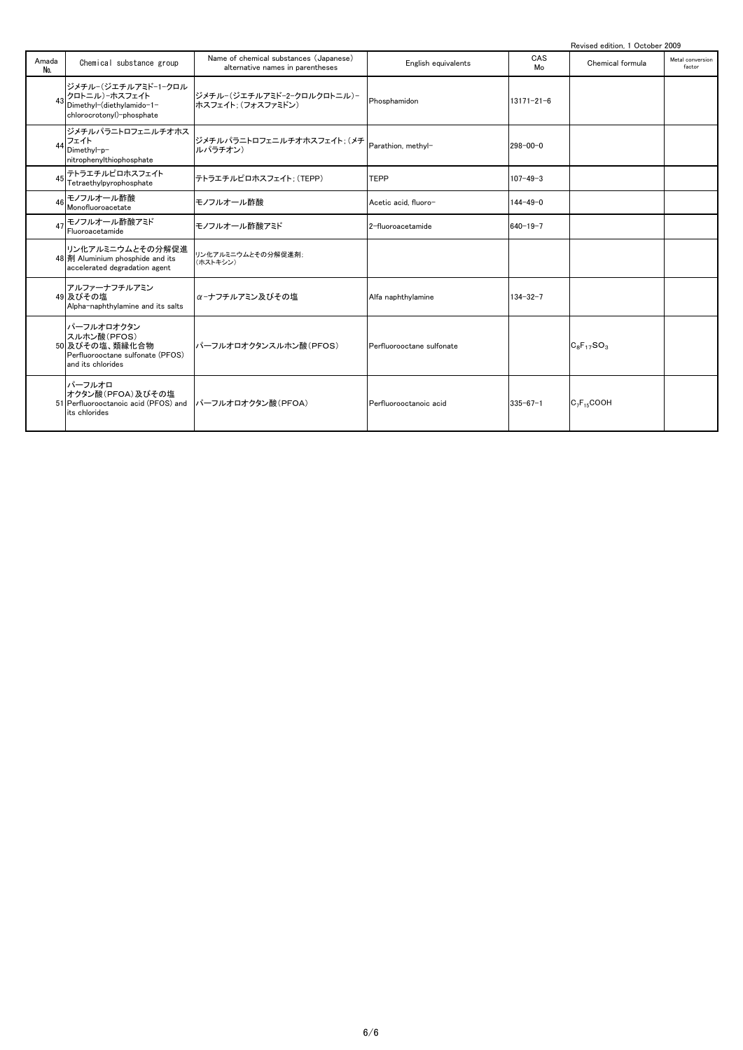Revised edition, 1 October 2009

| Amada No. | Chemical substance group | Name of chemical substances (Japanese) alternative names in parentheses | English equivalents | CAS Mo | Chemical formula | Metal conversion factor |
|---|---|---|---|---|---|---|
| 43 | ジメチル-(ジエチルアミド-1-クロルクロトニル)-ホスフェイト Dimethyl-(diethylamido-1-chlorocrotonyl)-phosphate | ジメチル-(ジエチルアミド-2-クロルクロトニル)-ホスフェイト;(フォスファミドン) | Phosphamidon | 13171-21-6 | | |
| 44 | ジメチルパラニトロフェニルチオホスフェイト Dimethyl-p-nitrophenylthiophosphate | ジメチルパラニトロフェニルチオホスフェイト;(メチルパラチオン) | Parathion, methyl- | 298-00-0 | | |
| 45 | テトラエチルピロホスフェイト Tetraethylpyrophosphate | テトラエチルピロホスフェイト;(TEPP) | TEPP | 107-49-3 | | |
| 46 | モノフルオール酢酸 Monofluoroacetate | モノフルオール酢酸 | Acetic acid, fluoro- | 144-49-0 | | |
| 47 | モノフルオール酢酸アミド Fluoroacetamide | モノフルオール酢酸アミド | 2-fluoroacetamide | 640-19-7 | | |
| 48 | リン化アルミニウムとその分解促進剤 Aluminium phosphide and its accelerated degradation agent | リン化アルミニウムとその分解促進剤;(ホストキシン) | | | | |
| 49 | アルファーナフチルアミン及びその塩 Alpha-naphthylamine and its salts | α-ナフチルアミン及びその塩 | Alfa naphthylamine | 134-32-7 | | |
| 50 | パーフルオロオクタンスルホン酸(PFOS)及びその塩、類縁化合物 Perfluorooctane sulfonate (PFOS) and its chlorides | パーフルオロオクタンスルホン酸(PFOS) | Perfluorooctane sulfonate | | $C_8F_{17}SO_3$ | |
| 51 | パーフルオロオクタン酸(PFOA)及びその塩 Perfluorooctanoic acid (PFOS) and its chlorides | パーフルオロオクタン酸(PFOA) | Perfluorooctanoic acid | 335-67-1 | $C_7F_{15}COOH$ | |